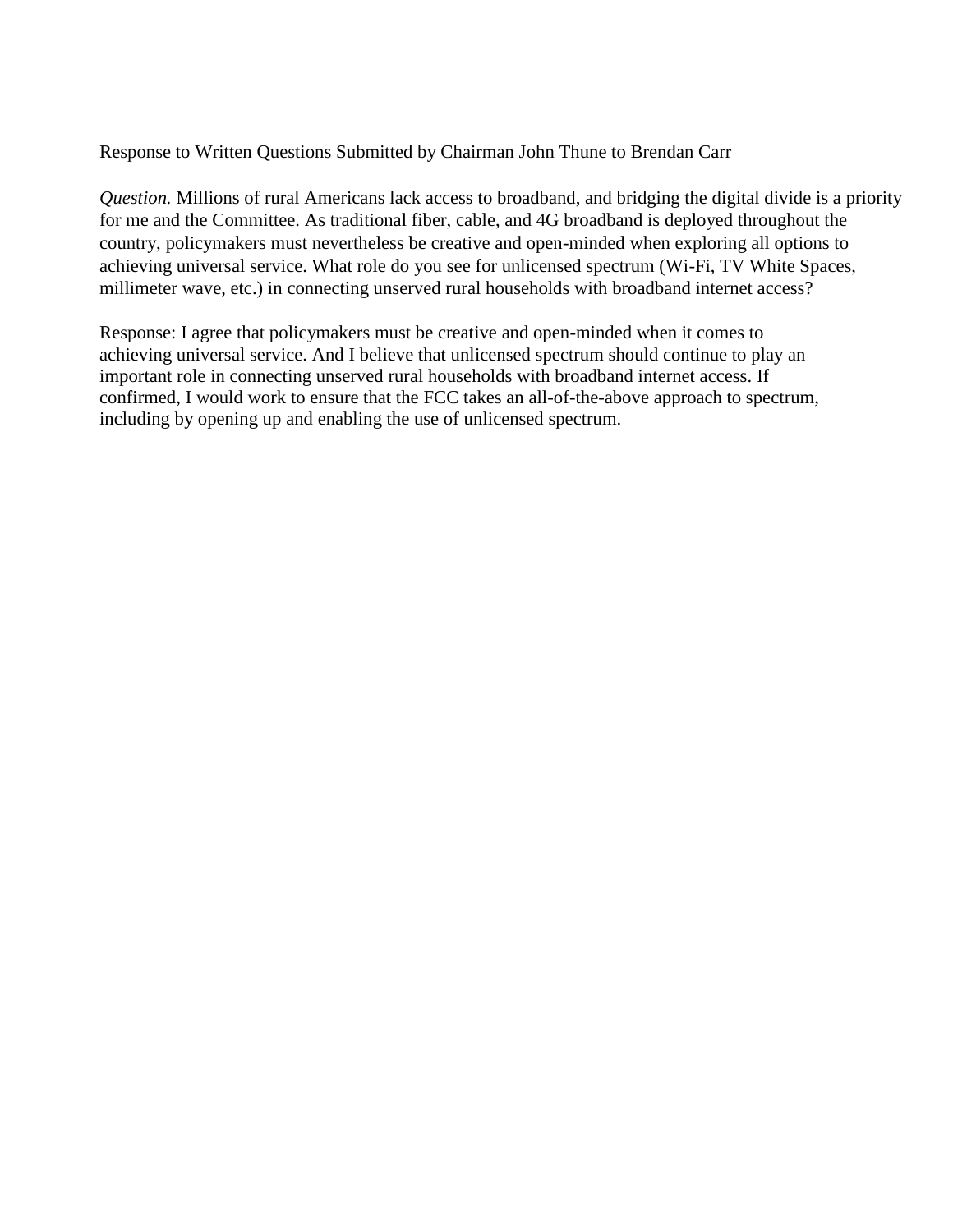Response to Written Questions Submitted by Chairman John Thune to Brendan Carr

*Question.* Millions of rural Americans lack access to broadband, and bridging the digital divide is a priority for me and the Committee. As traditional fiber, cable, and 4G broadband is deployed throughout the country, policymakers must nevertheless be creative and open-minded when exploring all options to achieving universal service. What role do you see for unlicensed spectrum (Wi-Fi, TV White Spaces, millimeter wave, etc.) in connecting unserved rural households with broadband internet access?

Response: I agree that policymakers must be creative and open-minded when it comes to achieving universal service. And I believe that unlicensed spectrum should continue to play an important role in connecting unserved rural households with broadband internet access. If confirmed, I would work to ensure that the FCC takes an all-of-the-above approach to spectrum, including by opening up and enabling the use of unlicensed spectrum.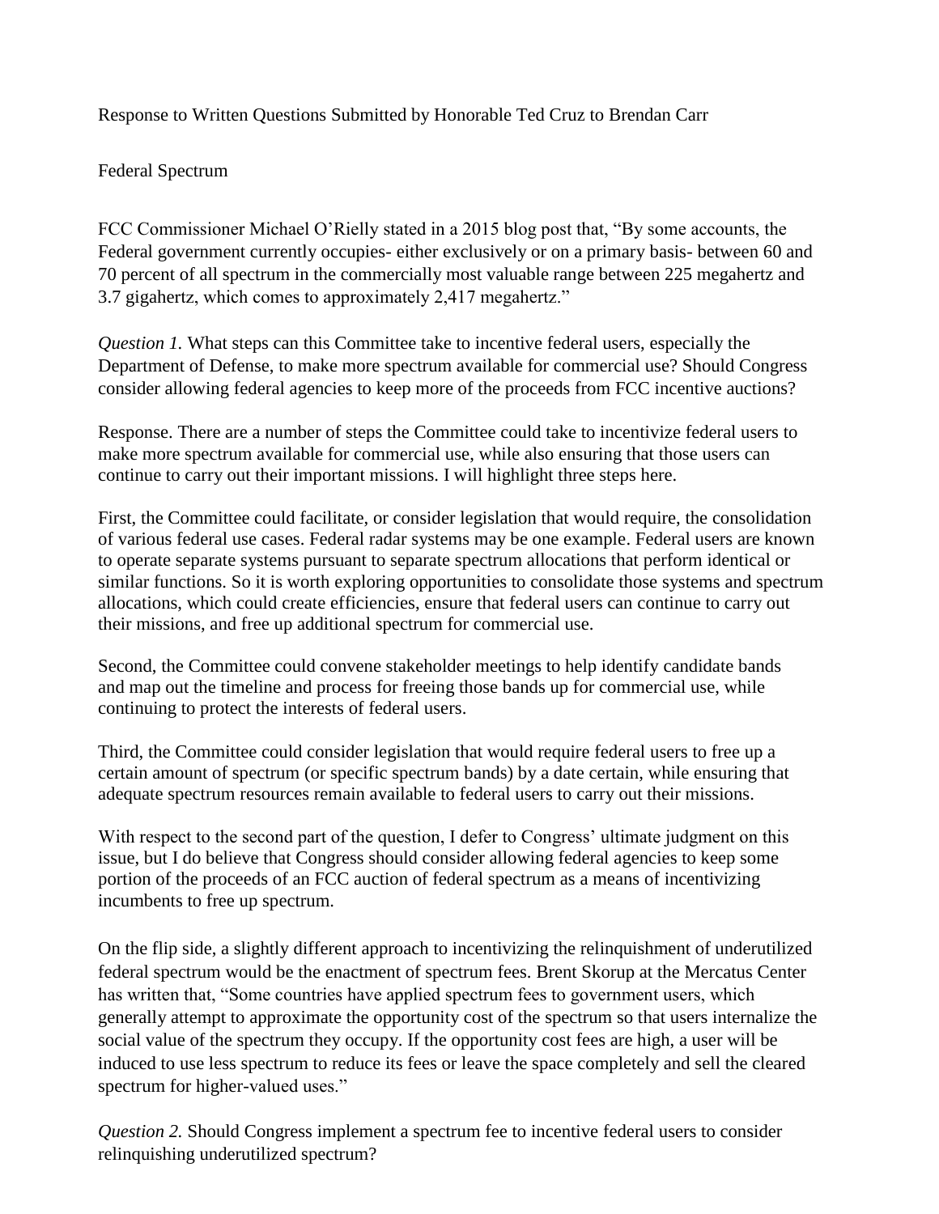Response to Written Questions Submitted by Honorable Ted Cruz to Brendan Carr

Federal Spectrum

FCC Commissioner Michael O'Rielly stated in a 2015 blog post that, "By some accounts, the Federal government currently occupies- either exclusively or on a primary basis- between 60 and 70 percent of all spectrum in the commercially most valuable range between 225 megahertz and 3.7 gigahertz, which comes to approximately 2,417 megahertz."

*Question 1.* What steps can this Committee take to incentive federal users, especially the Department of Defense, to make more spectrum available for commercial use? Should Congress consider allowing federal agencies to keep more of the proceeds from FCC incentive auctions?

Response. There are a number of steps the Committee could take to incentivize federal users to make more spectrum available for commercial use, while also ensuring that those users can continue to carry out their important missions. I will highlight three steps here.

First, the Committee could facilitate, or consider legislation that would require, the consolidation of various federal use cases. Federal radar systems may be one example. Federal users are known to operate separate systems pursuant to separate spectrum allocations that perform identical or similar functions. So it is worth exploring opportunities to consolidate those systems and spectrum allocations, which could create efficiencies, ensure that federal users can continue to carry out their missions, and free up additional spectrum for commercial use.

Second, the Committee could convene stakeholder meetings to help identify candidate bands and map out the timeline and process for freeing those bands up for commercial use, while continuing to protect the interests of federal users.

Third, the Committee could consider legislation that would require federal users to free up a certain amount of spectrum (or specific spectrum bands) by a date certain, while ensuring that adequate spectrum resources remain available to federal users to carry out their missions.

With respect to the second part of the question, I defer to Congress' ultimate judgment on this issue, but I do believe that Congress should consider allowing federal agencies to keep some portion of the proceeds of an FCC auction of federal spectrum as a means of incentivizing incumbents to free up spectrum.

On the flip side, a slightly different approach to incentivizing the relinquishment of underutilized federal spectrum would be the enactment of spectrum fees. Brent Skorup at the Mercatus Center has written that, "Some countries have applied spectrum fees to government users, which generally attempt to approximate the opportunity cost of the spectrum so that users internalize the social value of the spectrum they occupy. If the opportunity cost fees are high, a user will be induced to use less spectrum to reduce its fees or leave the space completely and sell the cleared spectrum for higher-valued uses."

*Question 2.* Should Congress implement a spectrum fee to incentive federal users to consider relinquishing underutilized spectrum?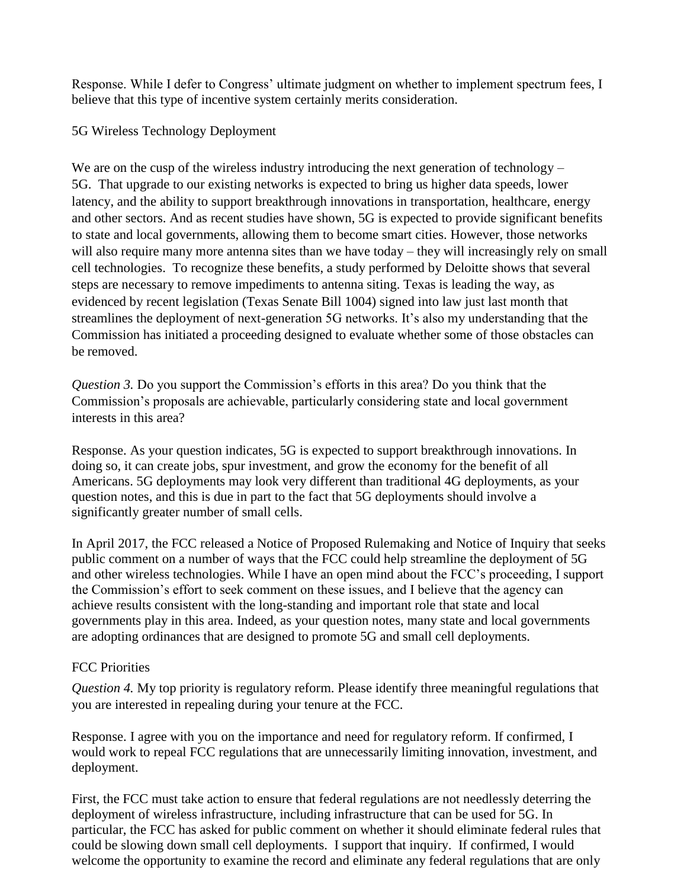Response. While I defer to Congress' ultimate judgment on whether to implement spectrum fees, I believe that this type of incentive system certainly merits consideration.

5G Wireless Technology Deployment

We are on the cusp of the wireless industry introducing the next generation of technology – 5G. That upgrade to our existing networks is expected to bring us higher data speeds, lower latency, and the ability to support breakthrough innovations in transportation, healthcare, energy and other sectors. And as recent studies have shown, 5G is expected to provide significant benefits to state and local governments, allowing them to become smart cities. However, those networks will also require many more antenna sites than we have today – they will increasingly rely on small cell technologies. To recognize these benefits, a study performed by Deloitte shows that several steps are necessary to remove impediments to antenna siting. Texas is leading the way, as evidenced by recent legislation (Texas Senate Bill 1004) signed into law just last month that streamlines the deployment of next-generation 5G networks. It's also my understanding that the Commission has initiated a proceeding designed to evaluate whether some of those obstacles can be removed.

*Question 3.* Do you support the Commission's efforts in this area? Do you think that the Commission's proposals are achievable, particularly considering state and local government interests in this area?

Response. As your question indicates, 5G is expected to support breakthrough innovations. In doing so, it can create jobs, spur investment, and grow the economy for the benefit of all Americans. 5G deployments may look very different than traditional 4G deployments, as your question notes, and this is due in part to the fact that 5G deployments should involve a significantly greater number of small cells.

In April 2017, the FCC released a Notice of Proposed Rulemaking and Notice of Inquiry that seeks public comment on a number of ways that the FCC could help streamline the deployment of 5G and other wireless technologies. While I have an open mind about the FCC's proceeding, I support the Commission's effort to seek comment on these issues, and I believe that the agency can achieve results consistent with the long-standing and important role that state and local governments play in this area. Indeed, as your question notes, many state and local governments are adopting ordinances that are designed to promote 5G and small cell deployments.

FCC Priorities

*Question 4.* My top priority is regulatory reform. Please identify three meaningful regulations that you are interested in repealing during your tenure at the FCC.

Response. I agree with you on the importance and need for regulatory reform. If confirmed, I would work to repeal FCC regulations that are unnecessarily limiting innovation, investment, and deployment.

First, the FCC must take action to ensure that federal regulations are not needlessly deterring the deployment of wireless infrastructure, including infrastructure that can be used for 5G. In particular, the FCC has asked for public comment on whether it should eliminate federal rules that could be slowing down small cell deployments. I support that inquiry. If confirmed, I would welcome the opportunity to examine the record and eliminate any federal regulations that are only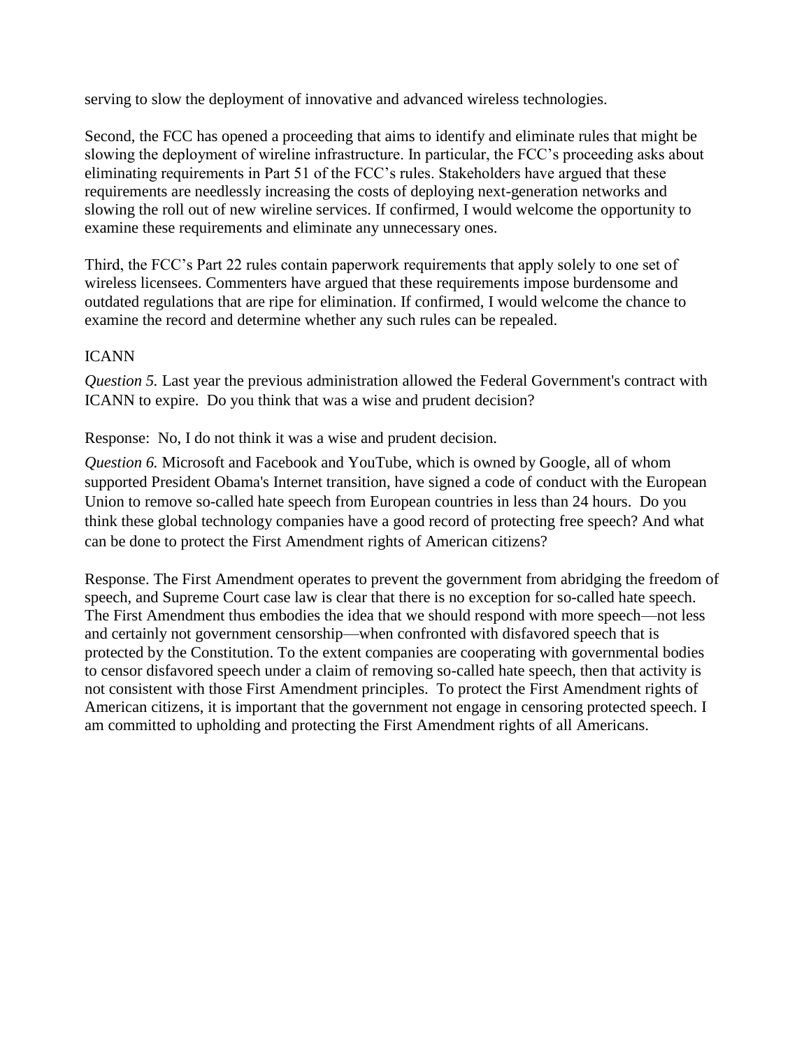serving to slow the deployment of innovative and advanced wireless technologies.

Second, the FCC has opened a proceeding that aims to identify and eliminate rules that might be slowing the deployment of wireline infrastructure. In particular, the FCC's proceeding asks about eliminating requirements in Part 51 of the FCC's rules. Stakeholders have argued that these requirements are needlessly increasing the costs of deploying next-generation networks and slowing the roll out of new wireline services. If confirmed, I would welcome the opportunity to examine these requirements and eliminate any unnecessary ones.

Third, the FCC's Part 22 rules contain paperwork requirements that apply solely to one set of wireless licensees. Commenters have argued that these requirements impose burdensome and outdated regulations that are ripe for elimination. If confirmed, I would welcome the chance to examine the record and determine whether any such rules can be repealed.

ICANN

*Question 5.* Last year the previous administration allowed the Federal Government's contract with ICANN to expire. Do you think that was a wise and prudent decision?

Response: No, I do not think it was a wise and prudent decision.

*Question 6.* Microsoft and Facebook and YouTube, which is owned by Google, all of whom supported President Obama's Internet transition, have signed a code of conduct with the European Union to remove so-called hate speech from European countries in less than 24 hours. Do you think these global technology companies have a good record of protecting free speech? And what can be done to protect the First Amendment rights of American citizens?

Response. The First Amendment operates to prevent the government from abridging the freedom of speech, and Supreme Court case law is clear that there is no exception for so-called hate speech. The First Amendment thus embodies the idea that we should respond with more speech—not less and certainly not government censorship—when confronted with disfavored speech that is protected by the Constitution. To the extent companies are cooperating with governmental bodies to censor disfavored speech under a claim of removing so-called hate speech, then that activity is not consistent with those First Amendment principles. To protect the First Amendment rights of American citizens, it is important that the government not engage in censoring protected speech. I am committed to upholding and protecting the First Amendment rights of all Americans.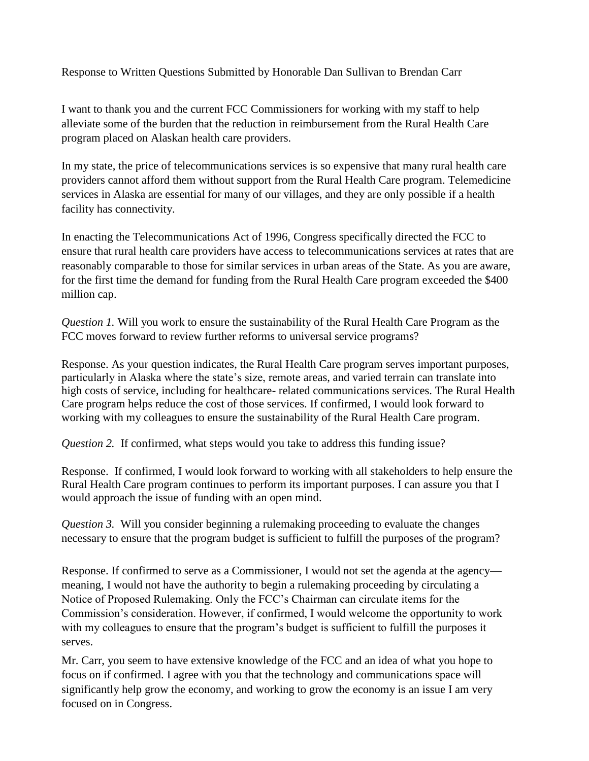Response to Written Questions Submitted by Honorable Dan Sullivan to Brendan Carr

I want to thank you and the current FCC Commissioners for working with my staff to help alleviate some of the burden that the reduction in reimbursement from the Rural Health Care program placed on Alaskan health care providers.

In my state, the price of telecommunications services is so expensive that many rural health care providers cannot afford them without support from the Rural Health Care program. Telemedicine services in Alaska are essential for many of our villages, and they are only possible if a health facility has connectivity.

In enacting the Telecommunications Act of 1996, Congress specifically directed the FCC to ensure that rural health care providers have access to telecommunications services at rates that are reasonably comparable to those for similar services in urban areas of the State. As you are aware, for the first time the demand for funding from the Rural Health Care program exceeded the $400 million cap.

*Question 1.* Will you work to ensure the sustainability of the Rural Health Care Program as the FCC moves forward to review further reforms to universal service programs?

Response. As your question indicates, the Rural Health Care program serves important purposes, particularly in Alaska where the state's size, remote areas, and varied terrain can translate into high costs of service, including for healthcare- related communications services. The Rural Health Care program helps reduce the cost of those services. If confirmed, I would look forward to working with my colleagues to ensure the sustainability of the Rural Health Care program.

*Question 2.* If confirmed, what steps would you take to address this funding issue?

Response. If confirmed, I would look forward to working with all stakeholders to help ensure the Rural Health Care program continues to perform its important purposes. I can assure you that I would approach the issue of funding with an open mind.

*Question 3.* Will you consider beginning a rulemaking proceeding to evaluate the changes necessary to ensure that the program budget is sufficient to fulfill the purposes of the program?

Response. If confirmed to serve as a Commissioner, I would not set the agenda at the agency—meaning, I would not have the authority to begin a rulemaking proceeding by circulating a Notice of Proposed Rulemaking. Only the FCC's Chairman can circulate items for the Commission's consideration. However, if confirmed, I would welcome the opportunity to work with my colleagues to ensure that the program's budget is sufficient to fulfill the purposes it serves.

Mr. Carr, you seem to have extensive knowledge of the FCC and an idea of what you hope to focus on if confirmed. I agree with you that the technology and communications space will significantly help grow the economy, and working to grow the economy is an issue I am very focused on in Congress.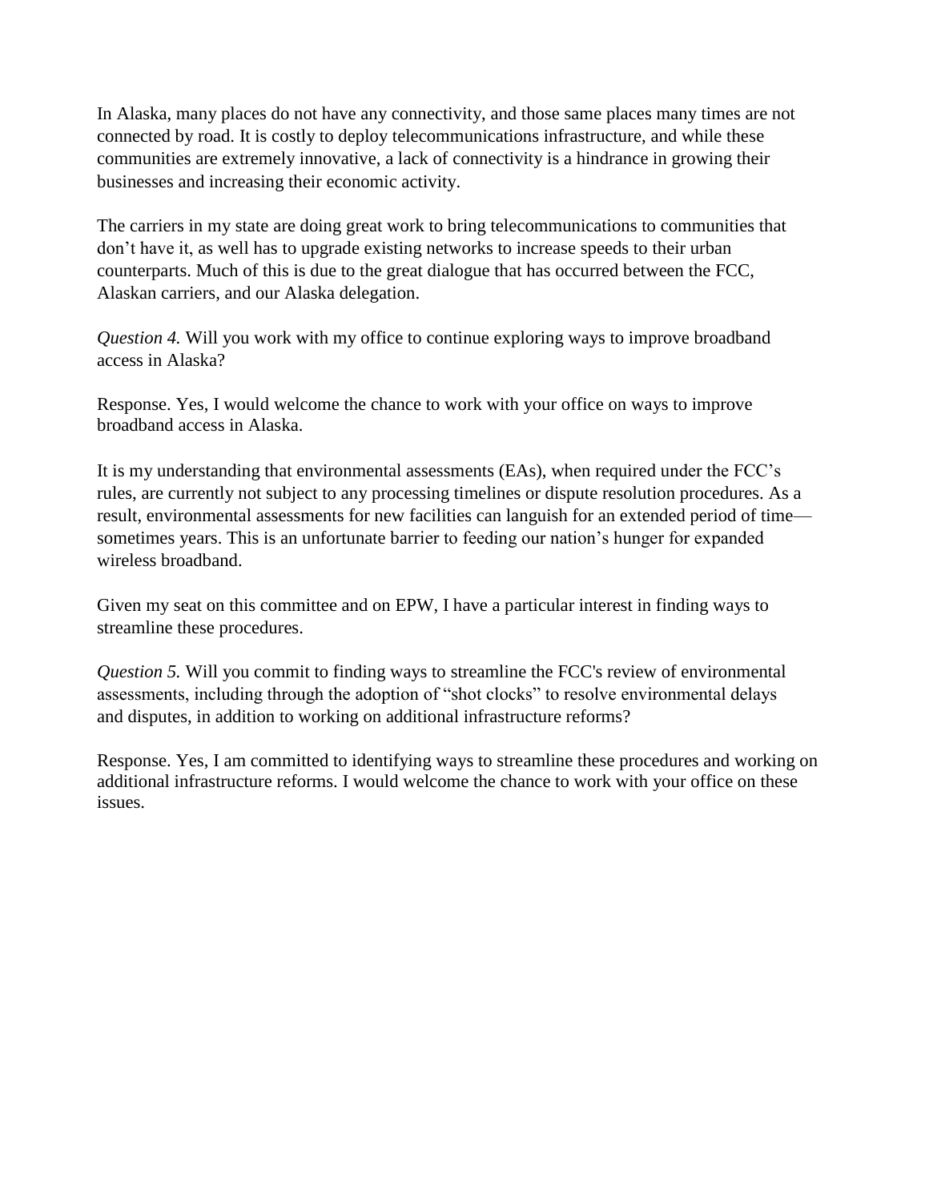In Alaska, many places do not have any connectivity, and those same places many times are not connected by road. It is costly to deploy telecommunications infrastructure, and while these communities are extremely innovative, a lack of connectivity is a hindrance in growing their businesses and increasing their economic activity.

The carriers in my state are doing great work to bring telecommunications to communities that don't have it, as well has to upgrade existing networks to increase speeds to their urban counterparts. Much of this is due to the great dialogue that has occurred between the FCC, Alaskan carriers, and our Alaska delegation.

*Question 4.* Will you work with my office to continue exploring ways to improve broadband access in Alaska?

Response. Yes, I would welcome the chance to work with your office on ways to improve broadband access in Alaska.

It is my understanding that environmental assessments (EAs), when required under the FCC's rules, are currently not subject to any processing timelines or dispute resolution procedures. As a result, environmental assessments for new facilities can languish for an extended period of time—sometimes years. This is an unfortunate barrier to feeding our nation's hunger for expanded wireless broadband.

Given my seat on this committee and on EPW, I have a particular interest in finding ways to streamline these procedures.

*Question 5.* Will you commit to finding ways to streamline the FCC's review of environmental assessments, including through the adoption of "shot clocks" to resolve environmental delays and disputes, in addition to working on additional infrastructure reforms?

Response. Yes, I am committed to identifying ways to streamline these procedures and working on additional infrastructure reforms. I would welcome the chance to work with your office on these issues.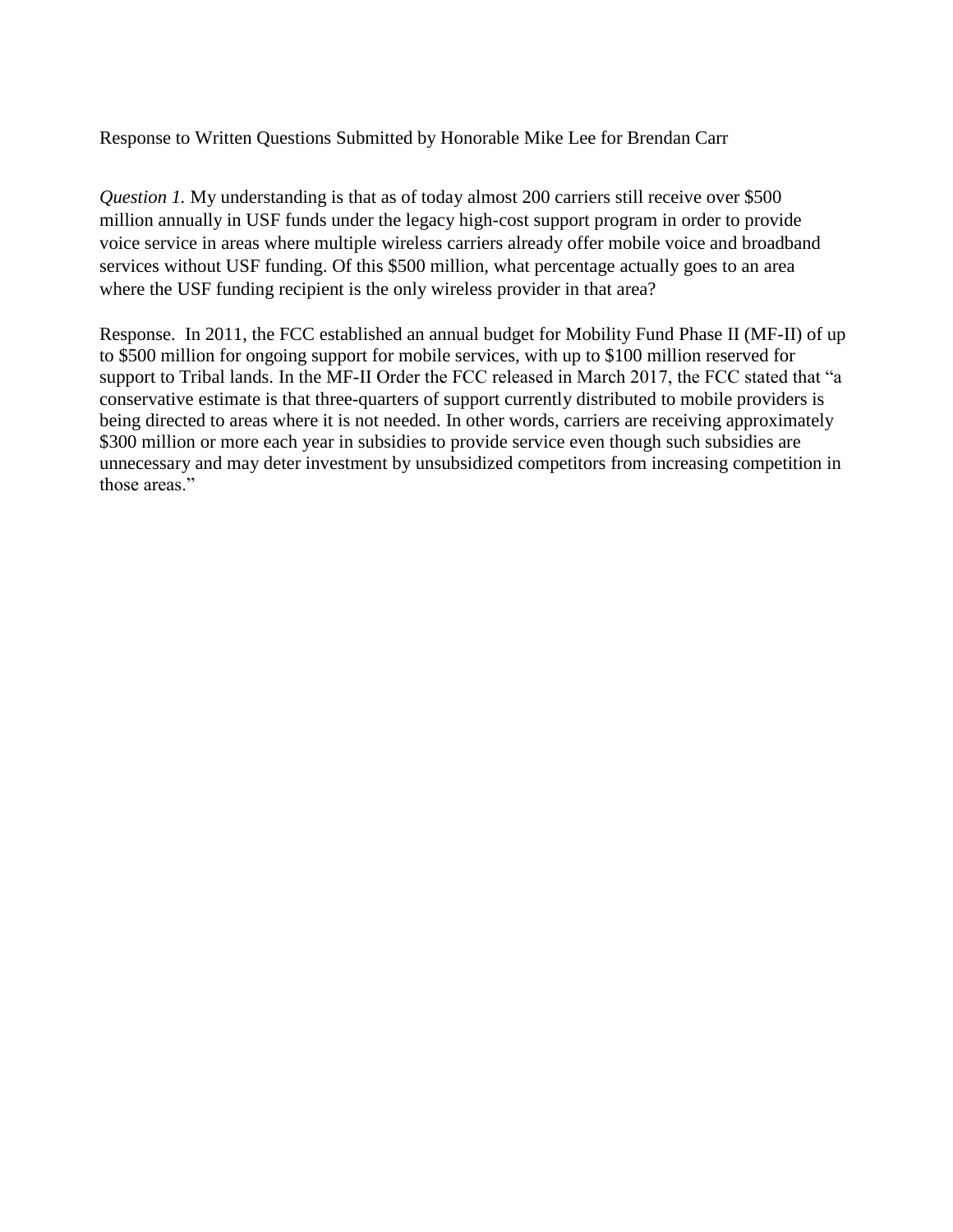Response to Written Questions Submitted by Honorable Mike Lee for Brendan Carr

*Question 1.* My understanding is that as of today almost 200 carriers still receive over $500 million annually in USF funds under the legacy high-cost support program in order to provide voice service in areas where multiple wireless carriers already offer mobile voice and broadband services without USF funding. Of this $500 million, what percentage actually goes to an area where the USF funding recipient is the only wireless provider in that area?

Response. In 2011, the FCC established an annual budget for Mobility Fund Phase II (MF-II) of up to $500 million for ongoing support for mobile services, with up to $100 million reserved for support to Tribal lands. In the MF-II Order the FCC released in March 2017, the FCC stated that "a conservative estimate is that three-quarters of support currently distributed to mobile providers is being directed to areas where it is not needed. In other words, carriers are receiving approximately $300 million or more each year in subsidies to provide service even though such subsidies are unnecessary and may deter investment by unsubsidized competitors from increasing competition in those areas."